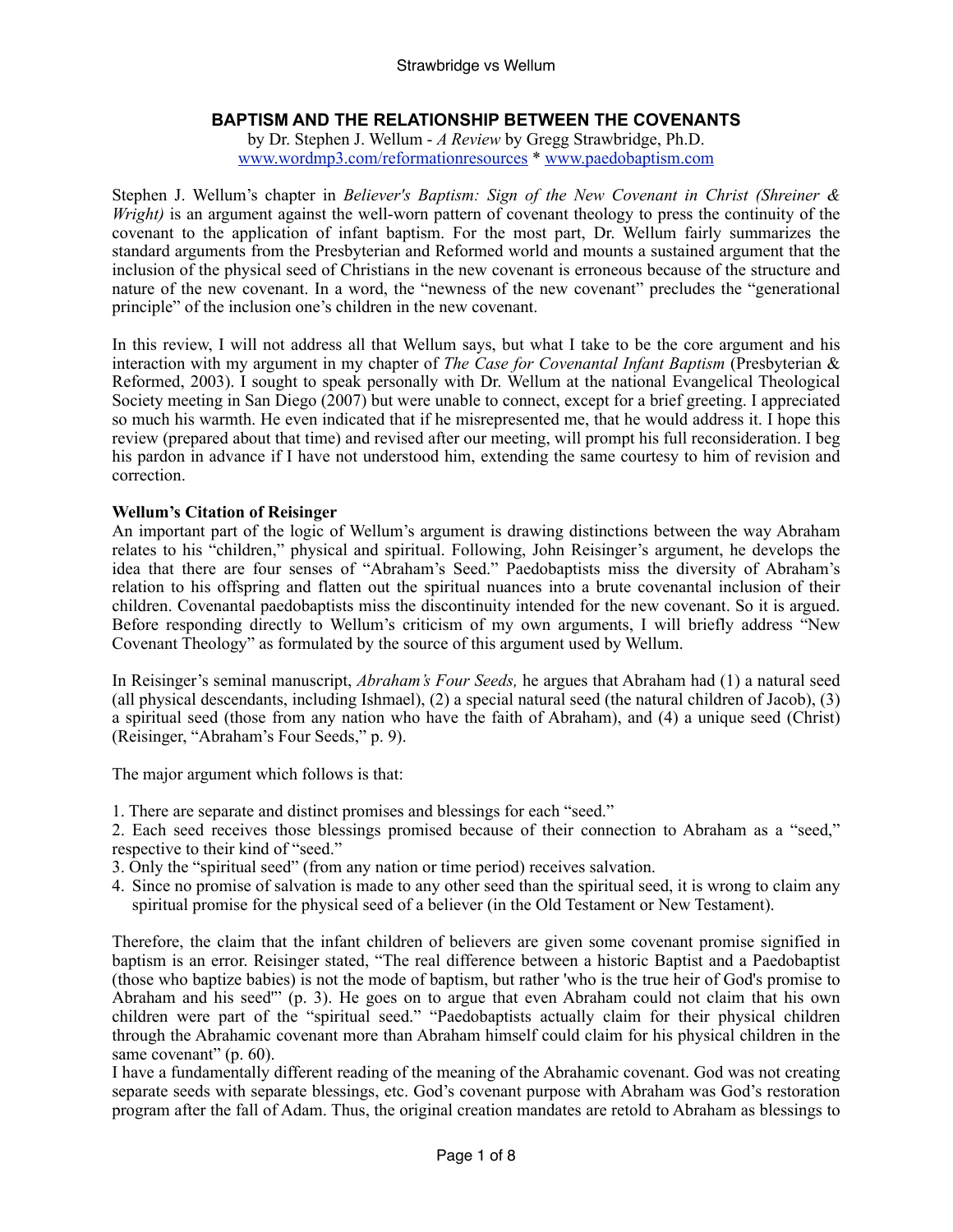# BAPTISM AND THE RELATIONSHIP BETWEEN THE COVENANTS

by Dr. Stephen J. Wellum - *A Review* by Gregg Strawbridge, Ph.D.
www.wordmp3.com/reformationresources * www.paedobaptism.com

Stephen J. Wellum's chapter in *Believer's Baptism: Sign of the New Covenant in Christ (Shreiner & Wright)* is an argument against the well-worn pattern of covenant theology to press the continuity of the covenant to the application of infant baptism. For the most part, Dr. Wellum fairly summarizes the standard arguments from the Presbyterian and Reformed world and mounts a sustained argument that the inclusion of the physical seed of Christians in the new covenant is erroneous because of the structure and nature of the new covenant. In a word, the "newness of the new covenant" precludes the "generational principle" of the inclusion one's children in the new covenant.

In this review, I will not address all that Wellum says, but what I take to be the core argument and his interaction with my argument in my chapter of *The Case for Covenantal Infant Baptism* (Presbyterian & Reformed, 2003). I sought to speak personally with Dr. Wellum at the national Evangelical Theological Society meeting in San Diego (2007) but were unable to connect, except for a brief greeting. I appreciated so much his warmth. He even indicated that if he misrepresented me, that he would address it. I hope this review (prepared about that time) and revised after our meeting, will prompt his full reconsideration. I beg his pardon in advance if I have not understood him, extending the same courtesy to him of revision and correction.

**Wellum's Citation of Reisinger**

An important part of the logic of Wellum's argument is drawing distinctions between the way Abraham relates to his "children," physical and spiritual. Following, John Reisinger's argument, he develops the idea that there are four senses of "Abraham's Seed." Paedobaptists miss the diversity of Abraham's relation to his offspring and flatten out the spiritual nuances into a brute covenantal inclusion of their children. Covenantal paedobaptists miss the discontinuity intended for the new covenant. So it is argued. Before responding directly to Wellum's criticism of my own arguments, I will briefly address "New Covenant Theology" as formulated by the source of this argument used by Wellum.

In Reisinger's seminal manuscript, *Abraham's Four Seeds,* he argues that Abraham had (1) a natural seed (all physical descendants, including Ishmael), (2) a special natural seed (the natural children of Jacob), (3) a spiritual seed (those from any nation who have the faith of Abraham), and (4) a unique seed (Christ) (Reisinger, "Abraham's Four Seeds," p. 9).

The major argument which follows is that:

1. There are separate and distinct promises and blessings for each "seed."
2. Each seed receives those blessings promised because of their connection to Abraham as a "seed," respective to their kind of "seed."
3. Only the "spiritual seed" (from any nation or time period) receives salvation.
4. Since no promise of salvation is made to any other seed than the spiritual seed, it is wrong to claim any spiritual promise for the physical seed of a believer (in the Old Testament or New Testament).

Therefore, the claim that the infant children of believers are given some covenant promise signified in baptism is an error. Reisinger stated, "The real difference between a historic Baptist and a Paedobaptist (those who baptize babies) is not the mode of baptism, but rather 'who is the true heir of God's promise to Abraham and his seed'" (p. 3). He goes on to argue that even Abraham could not claim that his own children were part of the "spiritual seed." "Paedobaptists actually claim for their physical children through the Abrahamic covenant more than Abraham himself could claim for his physical children in the same covenant" (p. 60).

I have a fundamentally different reading of the meaning of the Abrahamic covenant. God was not creating separate seeds with separate blessings, etc. God's covenant purpose with Abraham was God's restoration program after the fall of Adam. Thus, the original creation mandates are retold to Abraham as blessings to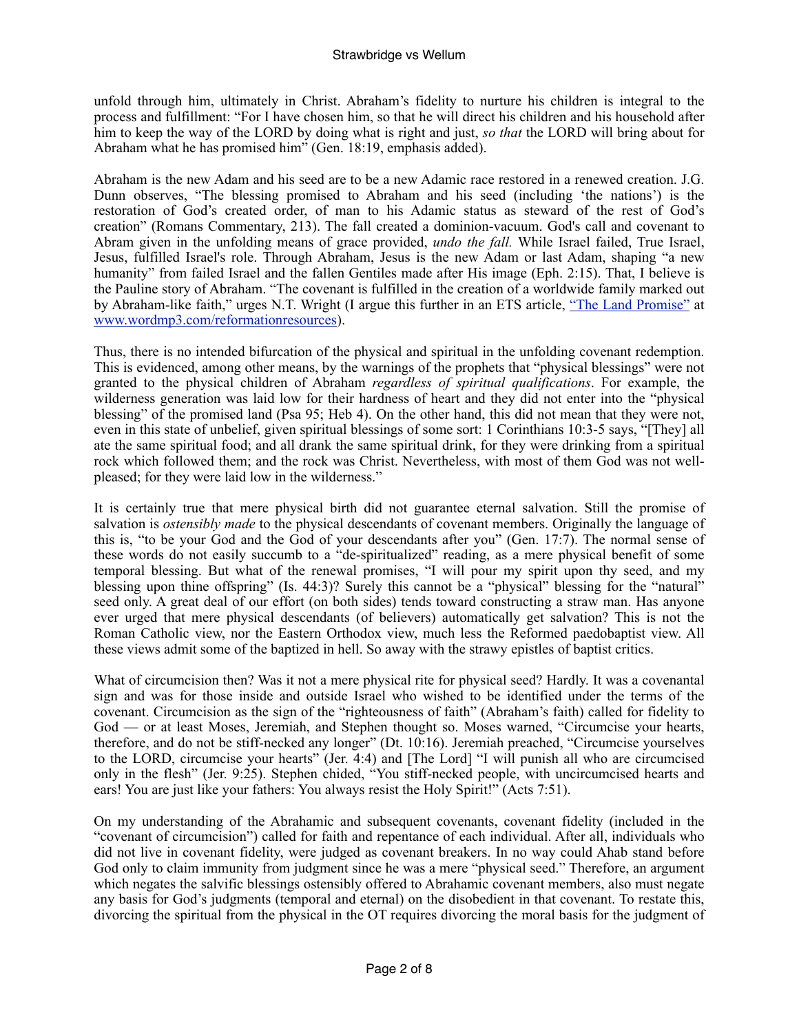unfold through him, ultimately in Christ. Abraham's fidelity to nurture his children is integral to the process and fulfillment: "For I have chosen him, so that he will direct his children and his household after him to keep the way of the LORD by doing what is right and just, *so that* the LORD will bring about for Abraham what he has promised him" (Gen. 18:19, emphasis added).

Abraham is the new Adam and his seed are to be a new Adamic race restored in a renewed creation. J.G. Dunn observes, "The blessing promised to Abraham and his seed (including 'the nations') is the restoration of God's created order, of man to his Adamic status as steward of the rest of God's creation" (Romans Commentary, 213). The fall created a dominion-vacuum. God's call and covenant to Abram given in the unfolding means of grace provided, *undo the fall.* While Israel failed, True Israel, Jesus, fulfilled Israel's role. Through Abraham, Jesus is the new Adam or last Adam, shaping "a new humanity" from failed Israel and the fallen Gentiles made after His image (Eph. 2:15). That, I believe is the Pauline story of Abraham. "The covenant is fulfilled in the creation of a worldwide family marked out by Abraham-like faith," urges N.T. Wright (I argue this further in an ETS article, ["The Land Promise"](www.wordmp3.com/reformationresources) at [www.wordmp3.com/reformationresources](www.wordmp3.com/reformationresources)).

Thus, there is no intended bifurcation of the physical and spiritual in the unfolding covenant redemption. This is evidenced, among other means, by the warnings of the prophets that "physical blessings" were not granted to the physical children of Abraham *regardless of spiritual qualifications*. For example, the wilderness generation was laid low for their hardness of heart and they did not enter into the "physical blessing" of the promised land (Psa 95; Heb 4). On the other hand, this did not mean that they were not, even in this state of unbelief, given spiritual blessings of some sort: 1 Corinthians 10:3-5 says, "[They] all ate the same spiritual food; and all drank the same spiritual drink, for they were drinking from a spiritual rock which followed them; and the rock was Christ. Nevertheless, with most of them God was not well-pleased; for they were laid low in the wilderness."

It is certainly true that mere physical birth did not guarantee eternal salvation. Still the promise of salvation is *ostensibly made* to the physical descendants of covenant members. Originally the language of this is, "to be your God and the God of your descendants after you" (Gen. 17:7). The normal sense of these words do not easily succumb to a "de-spiritualized" reading, as a mere physical benefit of some temporal blessing. But what of the renewal promises, "I will pour my spirit upon thy seed, and my blessing upon thine offspring" (Is. 44:3)? Surely this cannot be a "physical" blessing for the "natural" seed only. A great deal of our effort (on both sides) tends toward constructing a straw man. Has anyone ever urged that mere physical descendants (of believers) automatically get salvation? This is not the Roman Catholic view, nor the Eastern Orthodox view, much less the Reformed paedobaptist view. All these views admit some of the baptized in hell. So away with the strawy epistles of baptist critics.

What of circumcision then? Was it not a mere physical rite for physical seed? Hardly. It was a covenantal sign and was for those inside and outside Israel who wished to be identified under the terms of the covenant. Circumcision as the sign of the "righteousness of faith" (Abraham's faith) called for fidelity to God — or at least Moses, Jeremiah, and Stephen thought so. Moses warned, "Circumcise your hearts, therefore, and do not be stiff-necked any longer" (Dt. 10:16). Jeremiah preached, "Circumcise yourselves to the LORD, circumcise your hearts" (Jer. 4:4) and [The Lord] "I will punish all who are circumcised only in the flesh" (Jer. 9:25). Stephen chided, "You stiff-necked people, with uncircumcised hearts and ears! You are just like your fathers: You always resist the Holy Spirit!" (Acts 7:51).

On my understanding of the Abrahamic and subsequent covenants, covenant fidelity (included in the "covenant of circumcision") called for faith and repentance of each individual. After all, individuals who did not live in covenant fidelity, were judged as covenant breakers. In no way could Ahab stand before God only to claim immunity from judgment since he was a mere "physical seed." Therefore, an argument which negates the salvific blessings ostensibly offered to Abrahamic covenant members, also must negate any basis for God's judgments (temporal and eternal) on the disobedient in that covenant. To restate this, divorcing the spiritual from the physical in the OT requires divorcing the moral basis for the judgment of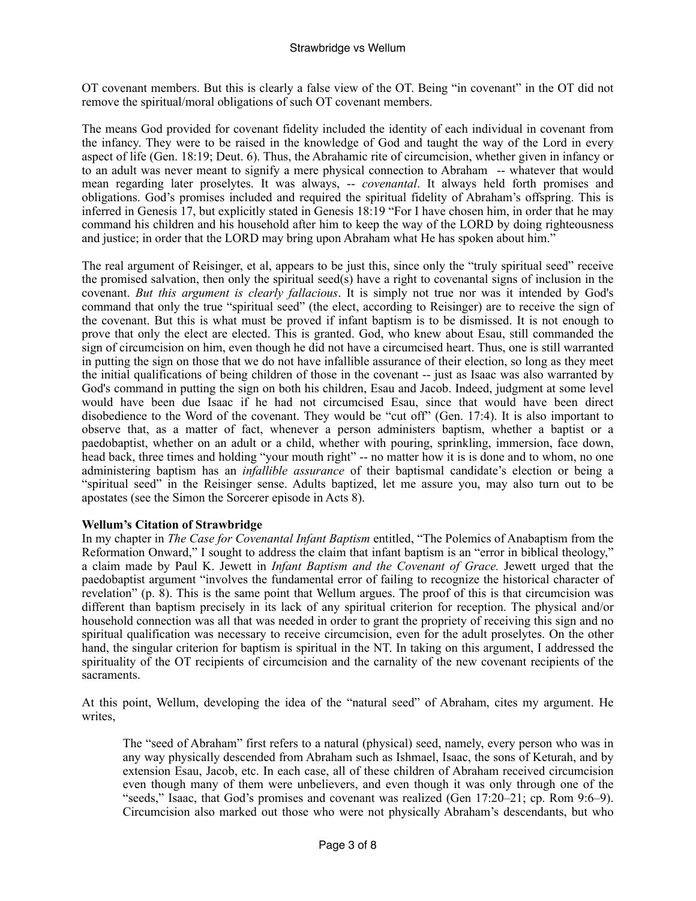OT covenant members. But this is clearly a false view of the OT. Being "in covenant" in the OT did not remove the spiritual/moral obligations of such OT covenant members.

The means God provided for covenant fidelity included the identity of each individual in covenant from the infancy. They were to be raised in the knowledge of God and taught the way of the Lord in every aspect of life (Gen. 18:19; Deut. 6). Thus, the Abrahamic rite of circumcision, whether given in infancy or to an adult was never meant to signify a mere physical connection to Abraham -- whatever that would mean regarding later proselytes. It was always, -- *covenantal*. It always held forth promises and obligations. God's promises included and required the spiritual fidelity of Abraham's offspring. This is inferred in Genesis 17, but explicitly stated in Genesis 18:19 "For I have chosen him, in order that he may command his children and his household after him to keep the way of the LORD by doing righteousness and justice; in order that the LORD may bring upon Abraham what He has spoken about him."

The real argument of Reisinger, et al, appears to be just this, since only the "truly spiritual seed" receive the promised salvation, then only the spiritual seed(s) have a right to covenantal signs of inclusion in the covenant. *But this argument is clearly fallacious*. It is simply not true nor was it intended by God's command that only the true "spiritual seed" (the elect, according to Reisinger) are to receive the sign of the covenant. But this is what must be proved if infant baptism is to be dismissed. It is not enough to prove that only the elect are elected. This is granted. God, who knew about Esau, still commanded the sign of circumcision on him, even though he did not have a circumcised heart. Thus, one is still warranted in putting the sign on those that we do not have infallible assurance of their election, so long as they meet the initial qualifications of being children of those in the covenant -- just as Isaac was also warranted by God's command in putting the sign on both his children, Esau and Jacob. Indeed, judgment at some level would have been due Isaac if he had not circumcised Esau, since that would have been direct disobedience to the Word of the covenant. They would be "cut off" (Gen. 17:4). It is also important to observe that, as a matter of fact, whenever a person administers baptism, whether a baptist or a paedobaptist, whether on an adult or a child, whether with pouring, sprinkling, immersion, face down, head back, three times and holding "your mouth right" -- no matter how it is is done and to whom, no one administering baptism has an *infallible assurance* of their baptismal candidate's election or being a "spiritual seed" in the Reisinger sense. Adults baptized, let me assure you, may also turn out to be apostates (see the Simon the Sorcerer episode in Acts 8).

**Wellum's Citation of Strawbridge**

In my chapter in *The Case for Covenantal Infant Baptism* entitled, "The Polemics of Anabaptism from the Reformation Onward," I sought to address the claim that infant baptism is an "error in biblical theology," a claim made by Paul K. Jewett in *Infant Baptism and the Covenant of Grace.* Jewett urged that the paedobaptist argument "involves the fundamental error of failing to recognize the historical character of revelation" (p. 8). This is the same point that Wellum argues. The proof of this is that circumcision was different than baptism precisely in its lack of any spiritual criterion for reception. The physical and/or household connection was all that was needed in order to grant the propriety of receiving this sign and no spiritual qualification was necessary to receive circumcision, even for the adult proselytes. On the other hand, the singular criterion for baptism is spiritual in the NT. In taking on this argument, I addressed the spirituality of the OT recipients of circumcision and the carnality of the new covenant recipients of the sacraments.

At this point, Wellum, developing the idea of the "natural seed" of Abraham, cites my argument. He writes,

> The "seed of Abraham" first refers to a natural (physical) seed, namely, every person who was in any way physically descended from Abraham such as Ishmael, Isaac, the sons of Keturah, and by extension Esau, Jacob, etc. In each case, all of these children of Abraham received circumcision even though many of them were unbelievers, and even though it was only through one of the "seeds," Isaac, that God's promises and covenant was realized (Gen 17:20–21; cp. Rom 9:6–9). Circumcision also marked out those who were not physically Abraham's descendants, but who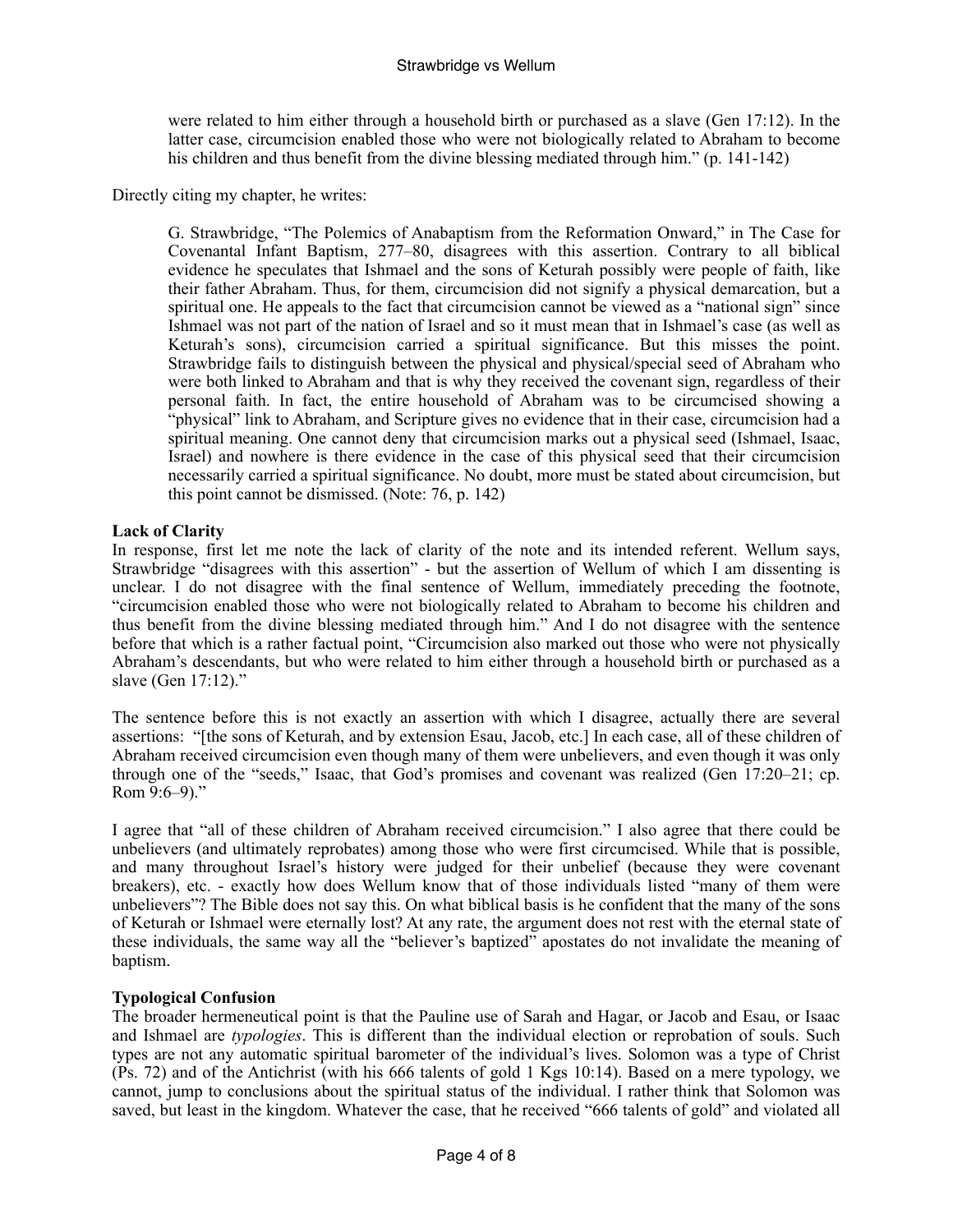> were related to him either through a household birth or purchased as a slave (Gen 17:12). In the latter case, circumcision enabled those who were not biologically related to Abraham to become his children and thus benefit from the divine blessing mediated through him." (p. 141-142)

Directly citing my chapter, he writes:

> G. Strawbridge, "The Polemics of Anabaptism from the Reformation Onward," in The Case for Covenantal Infant Baptism, 277–80, disagrees with this assertion. Contrary to all biblical evidence he speculates that Ishmael and the sons of Keturah possibly were people of faith, like their father Abraham. Thus, for them, circumcision did not signify a physical demarcation, but a spiritual one. He appeals to the fact that circumcision cannot be viewed as a "national sign" since Ishmael was not part of the nation of Israel and so it must mean that in Ishmael's case (as well as Keturah's sons), circumcision carried a spiritual significance. But this misses the point. Strawbridge fails to distinguish between the physical and physical/special seed of Abraham who were both linked to Abraham and that is why they received the covenant sign, regardless of their personal faith. In fact, the entire household of Abraham was to be circumcised showing a "physical" link to Abraham, and Scripture gives no evidence that in their case, circumcision had a spiritual meaning. One cannot deny that circumcision marks out a physical seed (Ishmael, Isaac, Israel) and nowhere is there evidence in the case of this physical seed that their circumcision necessarily carried a spiritual significance. No doubt, more must be stated about circumcision, but this point cannot be dismissed. (Note: 76, p. 142)

**Lack of Clarity**

In response, first let me note the lack of clarity of the note and its intended referent. Wellum says, Strawbridge "disagrees with this assertion" - but the assertion of Wellum of which I am dissenting is unclear. I do not disagree with the final sentence of Wellum, immediately preceding the footnote, "circumcision enabled those who were not biologically related to Abraham to become his children and thus benefit from the divine blessing mediated through him." And I do not disagree with the sentence before that which is a rather factual point, "Circumcision also marked out those who were not physically Abraham's descendants, but who were related to him either through a household birth or purchased as a slave (Gen 17:12)."

The sentence before this is not exactly an assertion with which I disagree, actually there are several assertions: "[the sons of Keturah, and by extension Esau, Jacob, etc.] In each case, all of these children of Abraham received circumcision even though many of them were unbelievers, and even though it was only through one of the "seeds," Isaac, that God's promises and covenant was realized (Gen 17:20–21; cp. Rom 9:6–9)."

I agree that "all of these children of Abraham received circumcision." I also agree that there could be unbelievers (and ultimately reprobates) among those who were first circumcised. While that is possible, and many throughout Israel's history were judged for their unbelief (because they were covenant breakers), etc. - exactly how does Wellum know that of those individuals listed "many of them were unbelievers"? The Bible does not say this. On what biblical basis is he confident that the many of the sons of Keturah or Ishmael were eternally lost? At any rate, the argument does not rest with the eternal state of these individuals, the same way all the "believer's baptized" apostates do not invalidate the meaning of baptism.

**Typological Confusion**

The broader hermeneutical point is that the Pauline use of Sarah and Hagar, or Jacob and Esau, or Isaac and Ishmael are *typologies*. This is different than the individual election or reprobation of souls. Such types are not any automatic spiritual barometer of the individual's lives. Solomon was a type of Christ (Ps. 72) and of the Antichrist (with his 666 talents of gold 1 Kgs 10:14). Based on a mere typology, we cannot, jump to conclusions about the spiritual status of the individual. I rather think that Solomon was saved, but least in the kingdom. Whatever the case, that he received "666 talents of gold" and violated all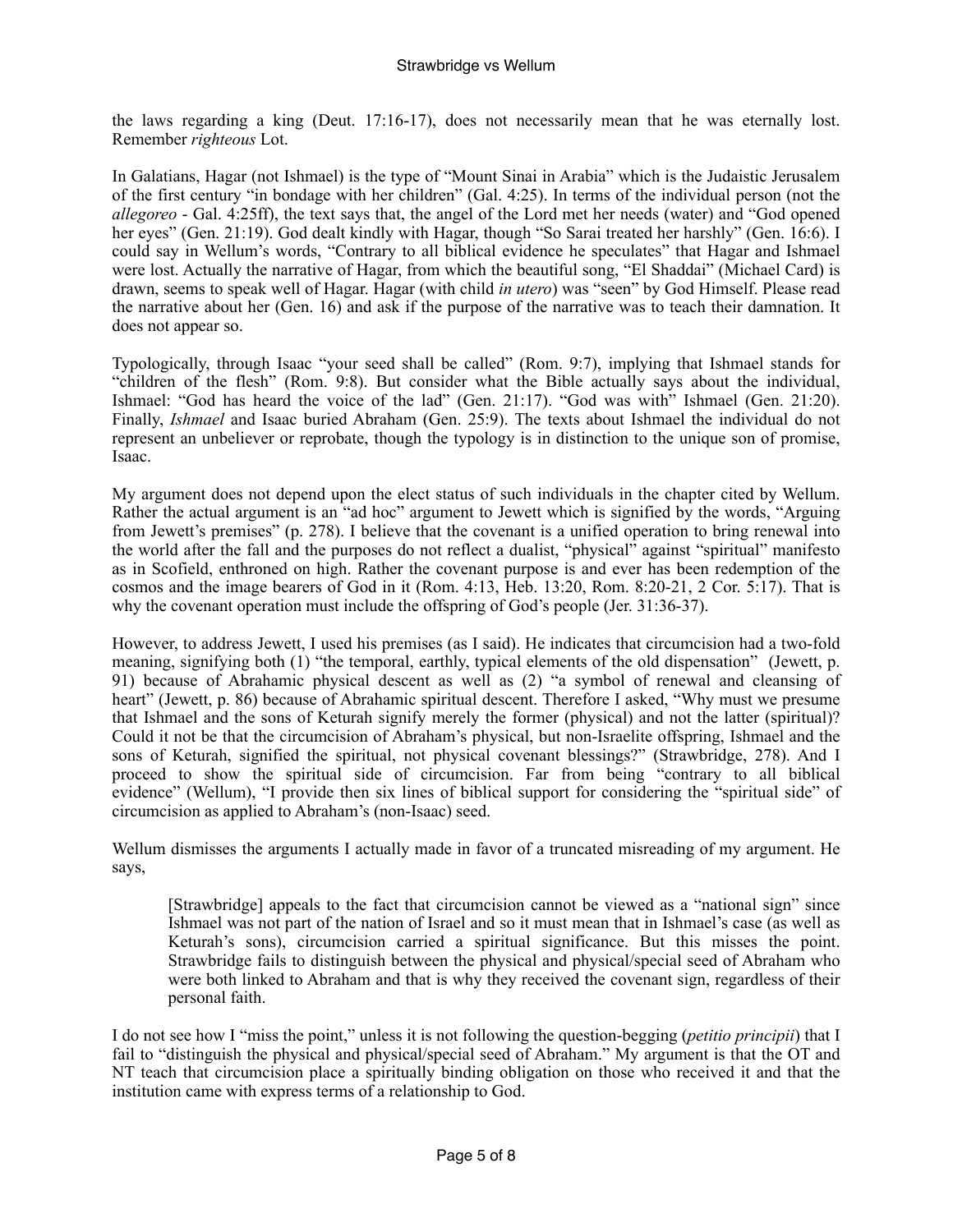the laws regarding a king (Deut. 17:16-17), does not necessarily mean that he was eternally lost. Remember *righteous* Lot.

In Galatians, Hagar (not Ishmael) is the type of "Mount Sinai in Arabia" which is the Judaistic Jerusalem of the first century "in bondage with her children" (Gal. 4:25). In terms of the individual person (not the *allegoreo* - Gal. 4:25ff), the text says that, the angel of the Lord met her needs (water) and "God opened her eyes" (Gen. 21:19). God dealt kindly with Hagar, though "So Sarai treated her harshly" (Gen. 16:6). I could say in Wellum's words, "Contrary to all biblical evidence he speculates" that Hagar and Ishmael were lost. Actually the narrative of Hagar, from which the beautiful song, "El Shaddai" (Michael Card) is drawn, seems to speak well of Hagar. Hagar (with child *in utero*) was "seen" by God Himself. Please read the narrative about her (Gen. 16) and ask if the purpose of the narrative was to teach their damnation. It does not appear so.

Typologically, through Isaac "your seed shall be called" (Rom. 9:7), implying that Ishmael stands for "children of the flesh" (Rom. 9:8). But consider what the Bible actually says about the individual, Ishmael: "God has heard the voice of the lad" (Gen. 21:17). "God was with" Ishmael (Gen. 21:20). Finally, *Ishmael* and Isaac buried Abraham (Gen. 25:9). The texts about Ishmael the individual do not represent an unbeliever or reprobate, though the typology is in distinction to the unique son of promise, Isaac.

My argument does not depend upon the elect status of such individuals in the chapter cited by Wellum. Rather the actual argument is an "ad hoc" argument to Jewett which is signified by the words, "Arguing from Jewett's premises" (p. 278). I believe that the covenant is a unified operation to bring renewal into the world after the fall and the purposes do not reflect a dualist, "physical" against "spiritual" manifesto as in Scofield, enthroned on high. Rather the covenant purpose is and ever has been redemption of the cosmos and the image bearers of God in it (Rom. 4:13, Heb. 13:20, Rom. 8:20-21, 2 Cor. 5:17). That is why the covenant operation must include the offspring of God's people (Jer. 31:36-37).

However, to address Jewett, I used his premises (as I said). He indicates that circumcision had a two-fold meaning, signifying both (1) "the temporal, earthly, typical elements of the old dispensation" (Jewett, p. 91) because of Abrahamic physical descent as well as (2) "a symbol of renewal and cleansing of heart" (Jewett, p. 86) because of Abrahamic spiritual descent. Therefore I asked, "Why must we presume that Ishmael and the sons of Keturah signify merely the former (physical) and not the latter (spiritual)? Could it not be that the circumcision of Abraham's physical, but non-Israelite offspring, Ishmael and the sons of Keturah, signified the spiritual, not physical covenant blessings?" (Strawbridge, 278). And I proceed to show the spiritual side of circumcision. Far from being "contrary to all biblical evidence" (Wellum), "I provide then six lines of biblical support for considering the "spiritual side" of circumcision as applied to Abraham's (non-Isaac) seed.

Wellum dismisses the arguments I actually made in favor of a truncated misreading of my argument. He says,

> [Strawbridge] appeals to the fact that circumcision cannot be viewed as a "national sign" since Ishmael was not part of the nation of Israel and so it must mean that in Ishmael's case (as well as Keturah's sons), circumcision carried a spiritual significance. But this misses the point. Strawbridge fails to distinguish between the physical and physical/special seed of Abraham who were both linked to Abraham and that is why they received the covenant sign, regardless of their personal faith.

I do not see how I "miss the point," unless it is not following the question-begging (*petitio principii*) that I fail to "distinguish the physical and physical/special seed of Abraham." My argument is that the OT and NT teach that circumcision place a spiritually binding obligation on those who received it and that the institution came with express terms of a relationship to God.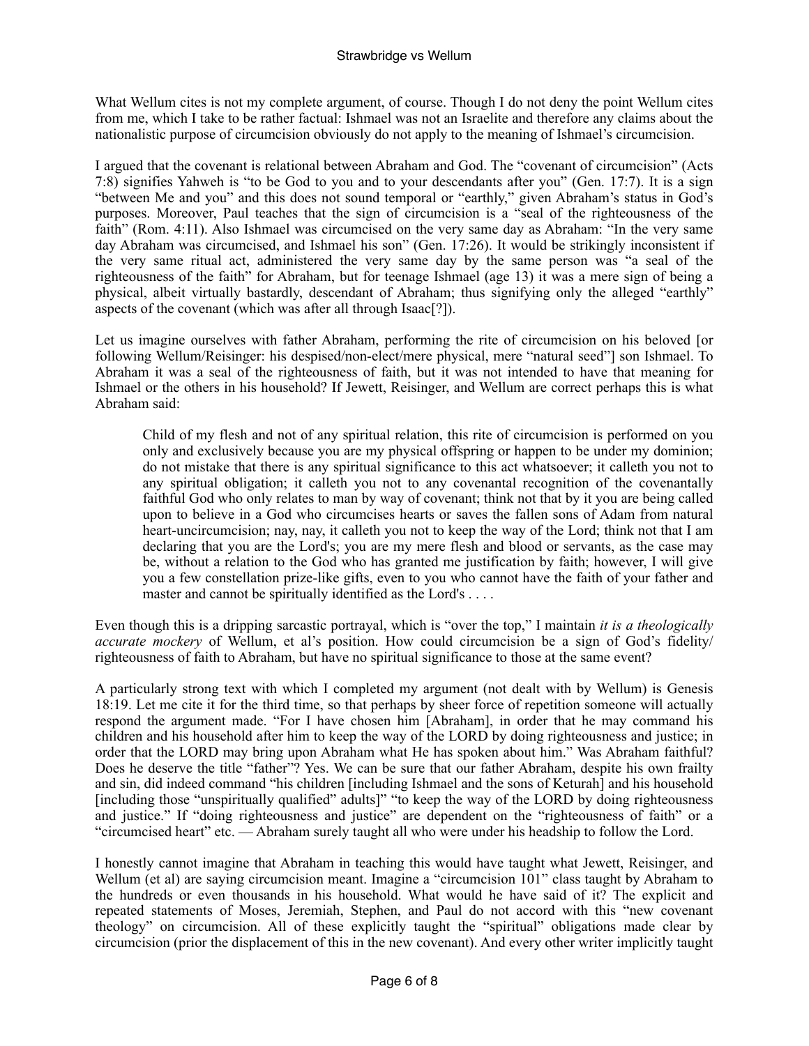What Wellum cites is not my complete argument, of course. Though I do not deny the point Wellum cites from me, which I take to be rather factual: Ishmael was not an Israelite and therefore any claims about the nationalistic purpose of circumcision obviously do not apply to the meaning of Ishmael's circumcision.

I argued that the covenant is relational between Abraham and God. The "covenant of circumcision" (Acts 7:8) signifies Yahweh is "to be God to you and to your descendants after you" (Gen. 17:7). It is a sign "between Me and you" and this does not sound temporal or "earthly," given Abraham's status in God's purposes. Moreover, Paul teaches that the sign of circumcision is a "seal of the righteousness of the faith" (Rom. 4:11). Also Ishmael was circumcised on the very same day as Abraham: "In the very same day Abraham was circumcised, and Ishmael his son" (Gen. 17:26). It would be strikingly inconsistent if the very same ritual act, administered the very same day by the same person was "a seal of the righteousness of the faith" for Abraham, but for teenage Ishmael (age 13) it was a mere sign of being a physical, albeit virtually bastardly, descendant of Abraham; thus signifying only the alleged "earthly" aspects of the covenant (which was after all through Isaac[?]).

Let us imagine ourselves with father Abraham, performing the rite of circumcision on his beloved [or following Wellum/Reisinger: his despised/non-elect/mere physical, mere "natural seed"] son Ishmael. To Abraham it was a seal of the righteousness of faith, but it was not intended to have that meaning for Ishmael or the others in his household? If Jewett, Reisinger, and Wellum are correct perhaps this is what Abraham said:

> Child of my flesh and not of any spiritual relation, this rite of circumcision is performed on you only and exclusively because you are my physical offspring or happen to be under my dominion; do not mistake that there is any spiritual significance to this act whatsoever; it calleth you not to any spiritual obligation; it calleth you not to any covenantal recognition of the covenantally faithful God who only relates to man by way of covenant; think not that by it you are being called upon to believe in a God who circumcises hearts or saves the fallen sons of Adam from natural heart-uncircumcision; nay, nay, it calleth you not to keep the way of the Lord; think not that I am declaring that you are the Lord's; you are my mere flesh and blood or servants, as the case may be, without a relation to the God who has granted me justification by faith; however, I will give you a few constellation prize-like gifts, even to you who cannot have the faith of your father and master and cannot be spiritually identified as the Lord's . . . .

Even though this is a dripping sarcastic portrayal, which is "over the top," I maintain *it is a theologically accurate mockery* of Wellum, et al's position. How could circumcision be a sign of God's fidelity/righteousness of faith to Abraham, but have no spiritual significance to those at the same event?

A particularly strong text with which I completed my argument (not dealt with by Wellum) is Genesis 18:19. Let me cite it for the third time, so that perhaps by sheer force of repetition someone will actually respond the argument made. "For I have chosen him [Abraham], in order that he may command his children and his household after him to keep the way of the LORD by doing righteousness and justice; in order that the LORD may bring upon Abraham what He has spoken about him." Was Abraham faithful? Does he deserve the title "father"? Yes. We can be sure that our father Abraham, despite his own frailty and sin, did indeed command "his children [including Ishmael and the sons of Keturah] and his household [including those "unspiritually qualified" adults]" "to keep the way of the LORD by doing righteousness and justice." If "doing righteousness and justice" are dependent on the "righteousness of faith" or a "circumcised heart" etc. — Abraham surely taught all who were under his headship to follow the Lord.

I honestly cannot imagine that Abraham in teaching this would have taught what Jewett, Reisinger, and Wellum (et al) are saying circumcision meant. Imagine a "circumcision 101" class taught by Abraham to the hundreds or even thousands in his household. What would he have said of it? The explicit and repeated statements of Moses, Jeremiah, Stephen, and Paul do not accord with this "new covenant theology" on circumcision. All of these explicitly taught the "spiritual" obligations made clear by circumcision (prior the displacement of this in the new covenant). And every other writer implicitly taught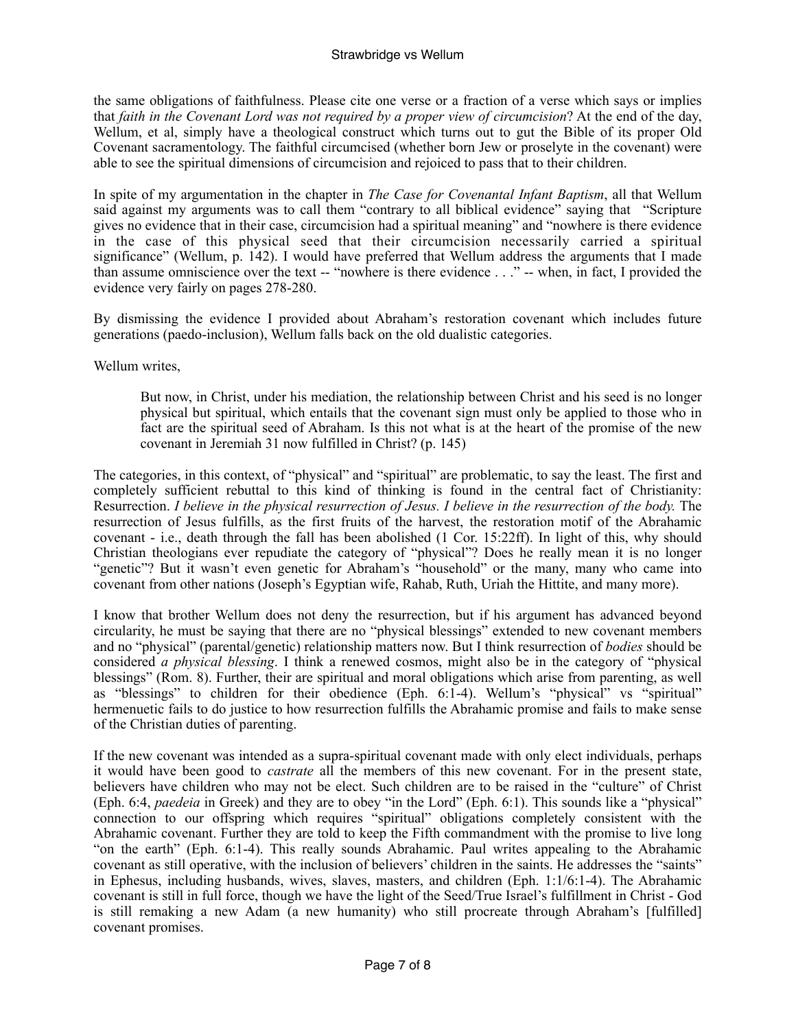the same obligations of faithfulness. Please cite one verse or a fraction of a verse which says or implies that *faith in the Covenant Lord was not required by a proper view of circumcision*? At the end of the day, Wellum, et al, simply have a theological construct which turns out to gut the Bible of its proper Old Covenant sacramentology. The faithful circumcised (whether born Jew or proselyte in the covenant) were able to see the spiritual dimensions of circumcision and rejoiced to pass that to their children.

In spite of my argumentation in the chapter in *The Case for Covenantal Infant Baptism*, all that Wellum said against my arguments was to call them "contrary to all biblical evidence" saying that "Scripture gives no evidence that in their case, circumcision had a spiritual meaning" and "nowhere is there evidence in the case of this physical seed that their circumcision necessarily carried a spiritual significance" (Wellum, p. 142). I would have preferred that Wellum address the arguments that I made than assume omniscience over the text -- "nowhere is there evidence . . ." -- when, in fact, I provided the evidence very fairly on pages 278-280.

By dismissing the evidence I provided about Abraham's restoration covenant which includes future generations (paedo-inclusion), Wellum falls back on the old dualistic categories.

Wellum writes,

> But now, in Christ, under his mediation, the relationship between Christ and his seed is no longer physical but spiritual, which entails that the covenant sign must only be applied to those who in fact are the spiritual seed of Abraham. Is this not what is at the heart of the promise of the new covenant in Jeremiah 31 now fulfilled in Christ? (p. 145)

The categories, in this context, of "physical" and "spiritual" are problematic, to say the least. The first and completely sufficient rebuttal to this kind of thinking is found in the central fact of Christianity: Resurrection. *I believe in the physical resurrection of Jesus. I believe in the resurrection of the body.* The resurrection of Jesus fulfills, as the first fruits of the harvest, the restoration motif of the Abrahamic covenant - i.e., death through the fall has been abolished (1 Cor. 15:22ff). In light of this, why should Christian theologians ever repudiate the category of "physical"? Does he really mean it is no longer "genetic"? But it wasn't even genetic for Abraham's "household" or the many, many who came into covenant from other nations (Joseph's Egyptian wife, Rahab, Ruth, Uriah the Hittite, and many more).

I know that brother Wellum does not deny the resurrection, but if his argument has advanced beyond circularity, he must be saying that there are no "physical blessings" extended to new covenant members and no "physical" (parental/genetic) relationship matters now. But I think resurrection of *bodies* should be considered *a physical blessing*. I think a renewed cosmos, might also be in the category of "physical blessings" (Rom. 8). Further, their are spiritual and moral obligations which arise from parenting, as well as "blessings" to children for their obedience (Eph. 6:1-4). Wellum's "physical" vs "spiritual" hermenuetic fails to do justice to how resurrection fulfills the Abrahamic promise and fails to make sense of the Christian duties of parenting.

If the new covenant was intended as a supra-spiritual covenant made with only elect individuals, perhaps it would have been good to *castrate* all the members of this new covenant. For in the present state, believers have children who may not be elect. Such children are to be raised in the "culture" of Christ (Eph. 6:4, *paedeia* in Greek) and they are to obey "in the Lord" (Eph. 6:1). This sounds like a "physical" connection to our offspring which requires "spiritual" obligations completely consistent with the Abrahamic covenant. Further they are told to keep the Fifth commandment with the promise to live long "on the earth" (Eph. 6:1-4). This really sounds Abrahamic. Paul writes appealing to the Abrahamic covenant as still operative, with the inclusion of believers' children in the saints. He addresses the "saints" in Ephesus, including husbands, wives, slaves, masters, and children (Eph. 1:1/6:1-4). The Abrahamic covenant is still in full force, though we have the light of the Seed/True Israel's fulfillment in Christ - God is still remaking a new Adam (a new humanity) who still procreate through Abraham's [fulfilled] covenant promises.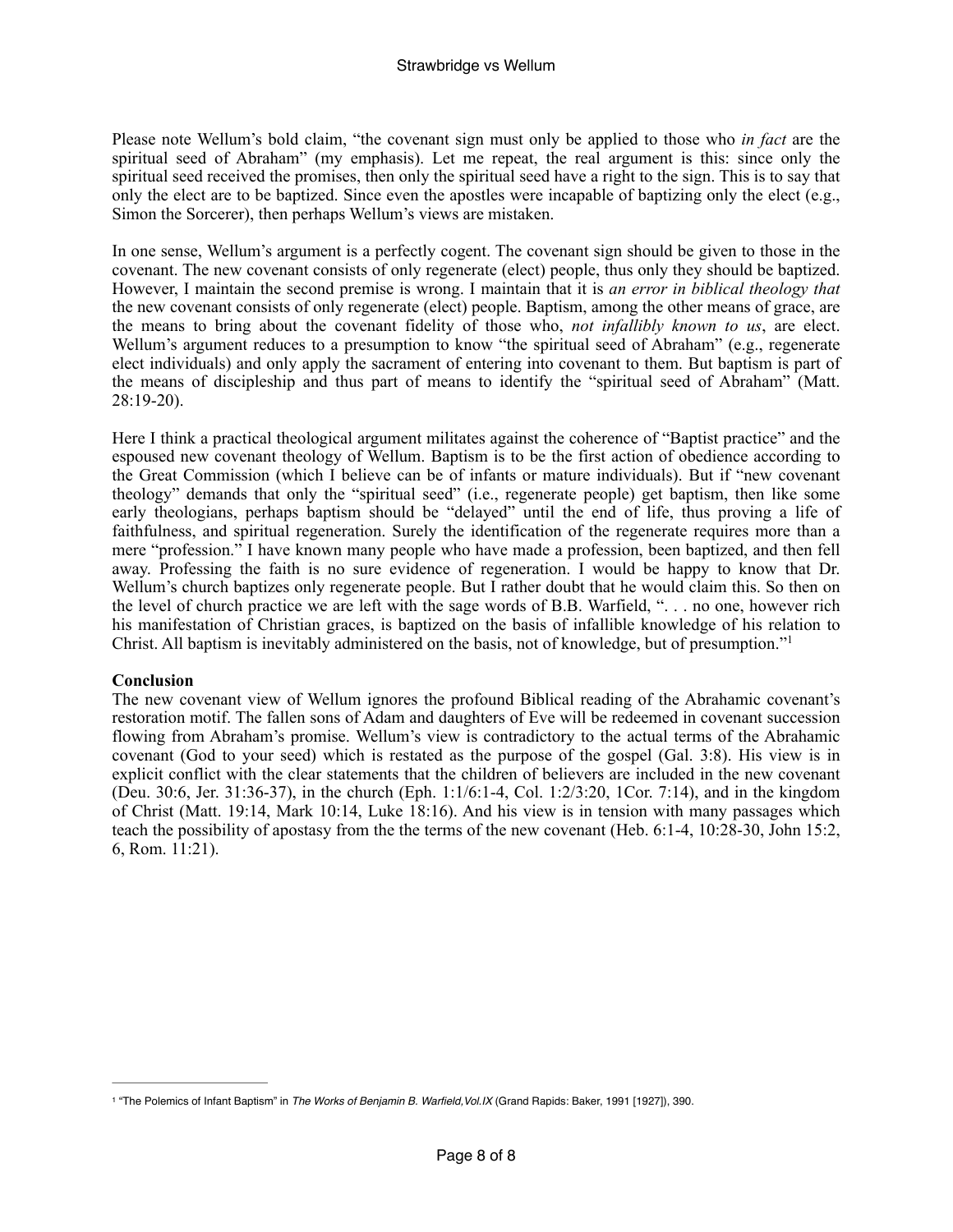Please note Wellum's bold claim, "the covenant sign must only be applied to those who *in fact* are the spiritual seed of Abraham" (my emphasis). Let me repeat, the real argument is this: since only the spiritual seed received the promises, then only the spiritual seed have a right to the sign. This is to say that only the elect are to be baptized. Since even the apostles were incapable of baptizing only the elect (e.g., Simon the Sorcerer), then perhaps Wellum's views are mistaken.

In one sense, Wellum's argument is a perfectly cogent. The covenant sign should be given to those in the covenant. The new covenant consists of only regenerate (elect) people, thus only they should be baptized. However, I maintain the second premise is wrong. I maintain that it is *an error in biblical theology that* the new covenant consists of only regenerate (elect) people. Baptism, among the other means of grace, are the means to bring about the covenant fidelity of those who, *not infallibly known to us*, are elect. Wellum's argument reduces to a presumption to know "the spiritual seed of Abraham" (e.g., regenerate elect individuals) and only apply the sacrament of entering into covenant to them. But baptism is part of the means of discipleship and thus part of means to identify the "spiritual seed of Abraham" (Matt. 28:19-20).

Here I think a practical theological argument militates against the coherence of "Baptist practice" and the espoused new covenant theology of Wellum. Baptism is to be the first action of obedience according to the Great Commission (which I believe can be of infants or mature individuals). But if "new covenant theology" demands that only the "spiritual seed" (i.e., regenerate people) get baptism, then like some early theologians, perhaps baptism should be "delayed" until the end of life, thus proving a life of faithfulness, and spiritual regeneration. Surely the identification of the regenerate requires more than a mere "profession." I have known many people who have made a profession, been baptized, and then fell away. Professing the faith is no sure evidence of regeneration. I would be happy to know that Dr. Wellum's church baptizes only regenerate people. But I rather doubt that he would claim this. So then on the level of church practice we are left with the sage words of B.B. Warfield, ". . . no one, however rich his manifestation of Christian graces, is baptized on the basis of infallible knowledge of his relation to Christ. All baptism is inevitably administered on the basis, not of knowledge, but of presumption."[1]

**Conclusion**

The new covenant view of Wellum ignores the profound Biblical reading of the Abrahamic covenant's restoration motif. The fallen sons of Adam and daughters of Eve will be redeemed in covenant succession flowing from Abraham's promise. Wellum's view is contradictory to the actual terms of the Abrahamic covenant (God to your seed) which is restated as the purpose of the gospel (Gal. 3:8). His view is in explicit conflict with the clear statements that the children of believers are included in the new covenant (Deu. 30:6, Jer. 31:36-37), in the church (Eph. 1:1/6:1-4, Col. 1:2/3:20, 1Cor. 7:14), and in the kingdom of Christ (Matt. 19:14, Mark 10:14, Luke 18:16). And his view is in tension with many passages which teach the possibility of apostasy from the the terms of the new covenant (Heb. 6:1-4, 10:28-30, John 15:2, 6, Rom. 11:21).

---

[1] "The Polemics of Infant Baptism" in *The Works of Benjamin B. Warfield,Vol.IX* (Grand Rapids: Baker, 1991 [1927]), 390.